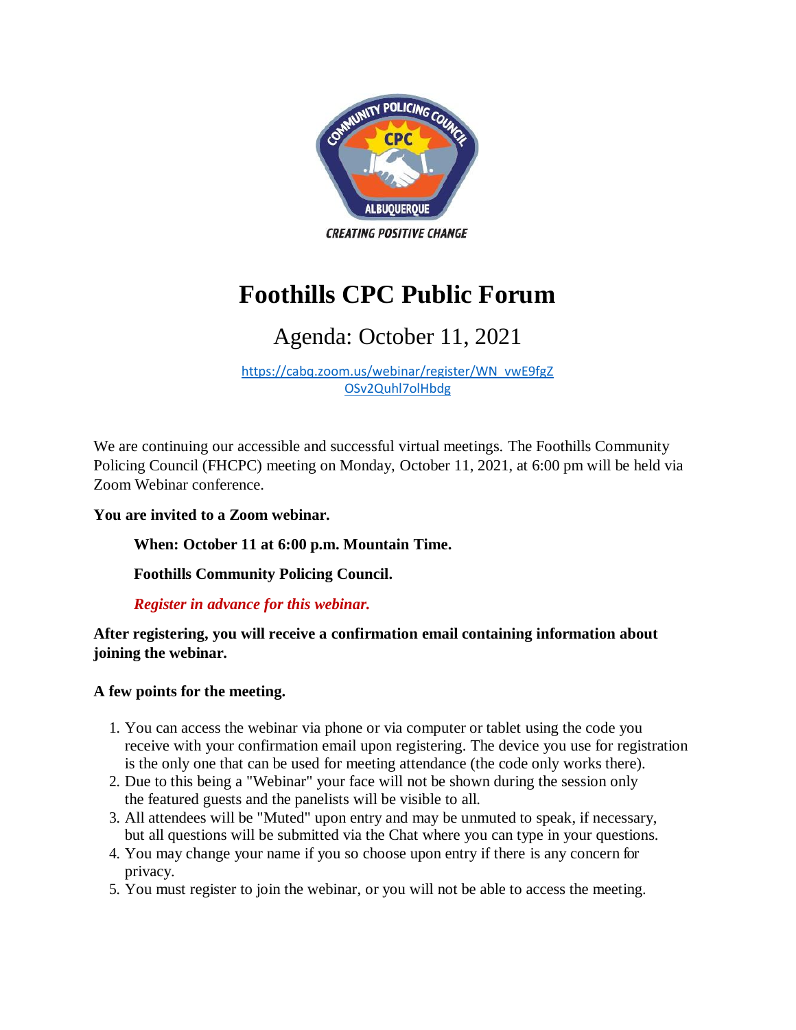# Foothills CPC Public Forum

## Agenda: October 11, 2021

https://cabq.zoom.us/webinar/register/WN_vwE9fgZOSv2Quhl7olHbdg

We are continuing our accessible and successful virtual meetings. The Foothills Community Policing Council (FHCPC) meeting on Monday, October 11, 2021, at 6:00 pm will be held via Zoom Webinar conference.

**You are invited to a Zoom webinar.**

**When: October 11 at 6:00 p.m. Mountain Time.**

**Foothills Community Policing Council.**

***Register in advance for this webinar.***

**After registering, you will receive a confirmation email containing information about joining the webinar.**

**A few points for the meeting.**

1. You can access the webinar via phone or via computer or tablet using the code you receive with your confirmation email upon registering. The device you use for registration is the only one that can be used for meeting attendance (the code only works there).
2. Due to this being a "Webinar" your face will not be shown during the session only the featured guests and the panelists will be visible to all.
3. All attendees will be "Muted" upon entry and may be unmuted to speak, if necessary, but all questions will be submitted via the Chat where you can type in your questions.
4. You may change your name if you so choose upon entry if there is any concern for privacy.
5. You must register to join the webinar, or you will not be able to access the meeting.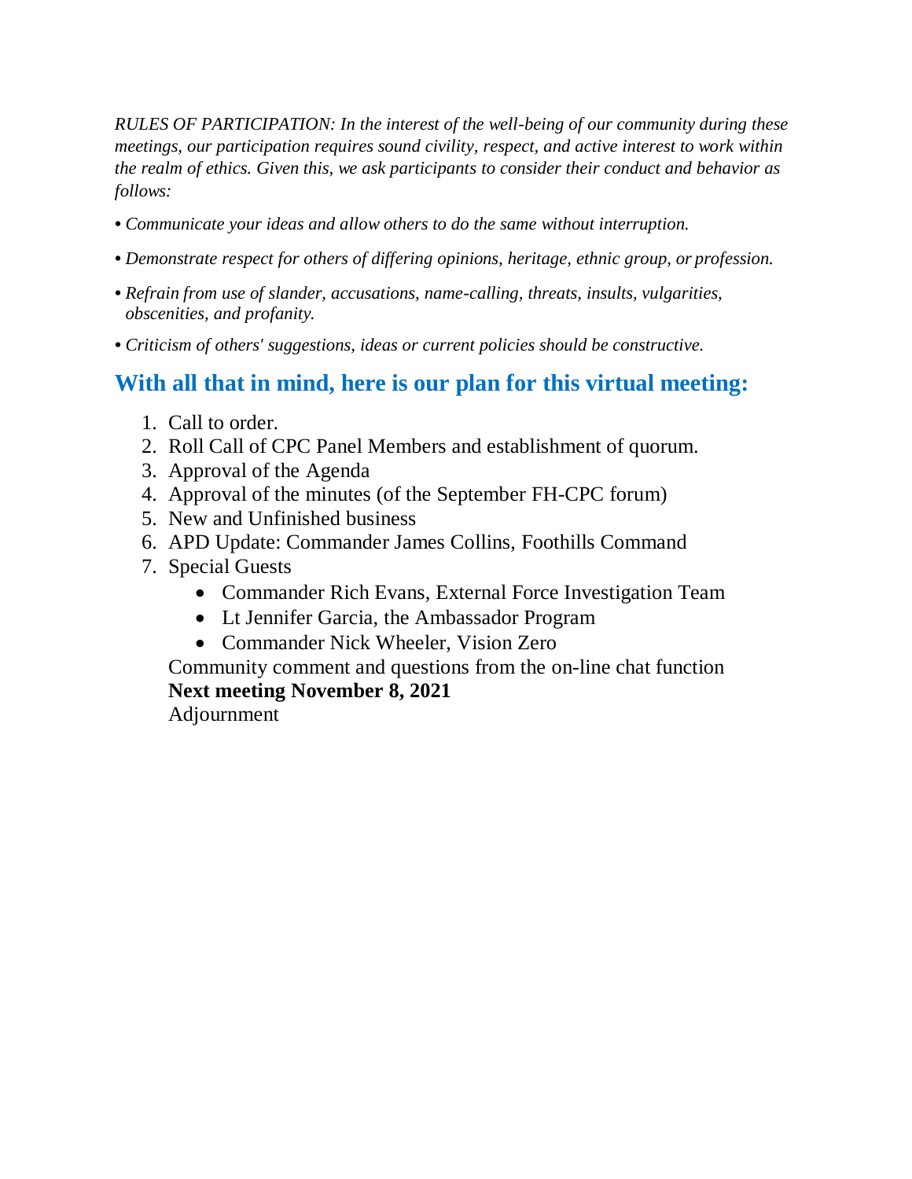*RULES OF PARTICIPATION: In the interest of the well-being of our community during these meetings, our participation requires sound civility, respect, and active interest to work within the realm of ethics. Given this, we ask participants to consider their conduct and behavior as follows:*

- *Communicate your ideas and allow others to do the same without interruption.*
- *Demonstrate respect for others of differing opinions, heritage, ethnic group, or profession.*
- *Refrain from use of slander, accusations, name-calling, threats, insults, vulgarities, obscenities, and profanity.*
- *Criticism of others' suggestions, ideas or current policies should be constructive.*

## With all that in mind, here is our plan for this virtual meeting:

1. Call to order.
2. Roll Call of CPC Panel Members and establishment of quorum.
3. Approval of the Agenda
4. Approval of the minutes (of the September FH-CPC forum)
5. New and Unfinished business
6. APD Update: Commander James Collins, Foothills Command
7. Special Guests
    - Commander Rich Evans, External Force Investigation Team
    - Lt Jennifer Garcia, the Ambassador Program
    - Commander Nick Wheeler, Vision Zero

   Community comment and questions from the on-line chat function

   **Next meeting November 8, 2021**

   Adjournment